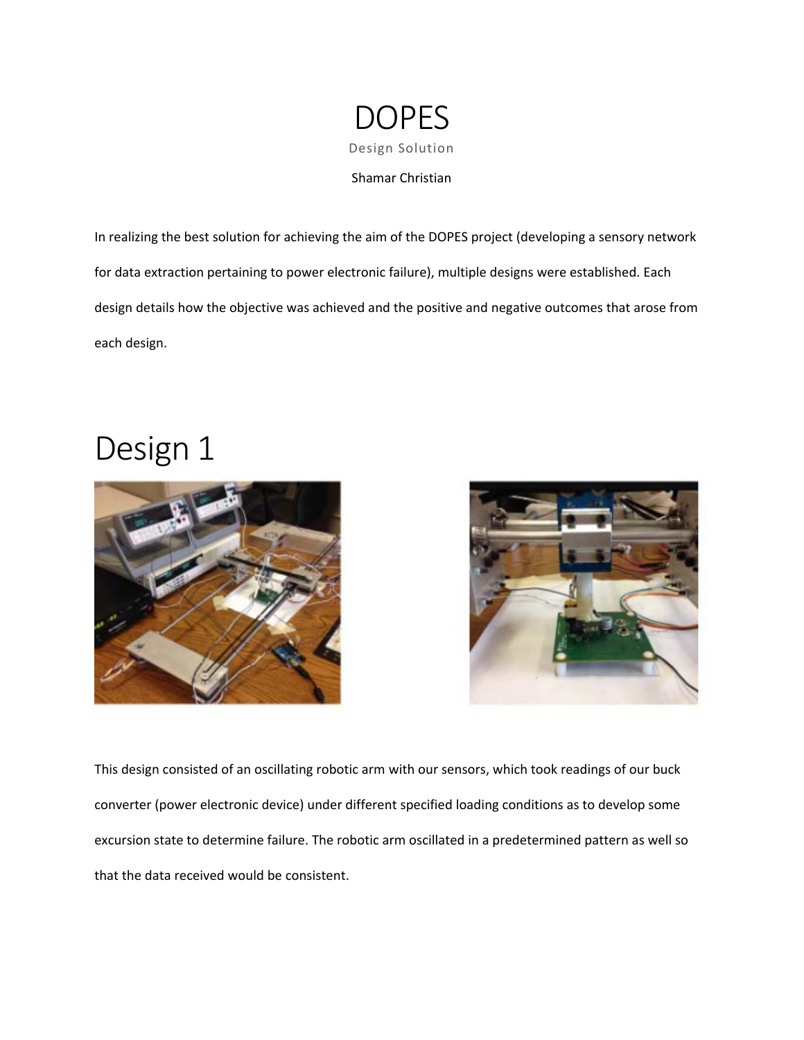# DOPES

Design Solution

Shamar Christian

In realizing the best solution for achieving the aim of the DOPES project (developing a sensory network for data extraction pertaining to power electronic failure), multiple designs were established. Each design details how the objective was achieved and the positive and negative outcomes that arose from each design.

## Design 1

This design consisted of an oscillating robotic arm with our sensors, which took readings of our buck converter (power electronic device) under different specified loading conditions as to develop some excursion state to determine failure. The robotic arm oscillated in a predetermined pattern as well so that the data received would be consistent.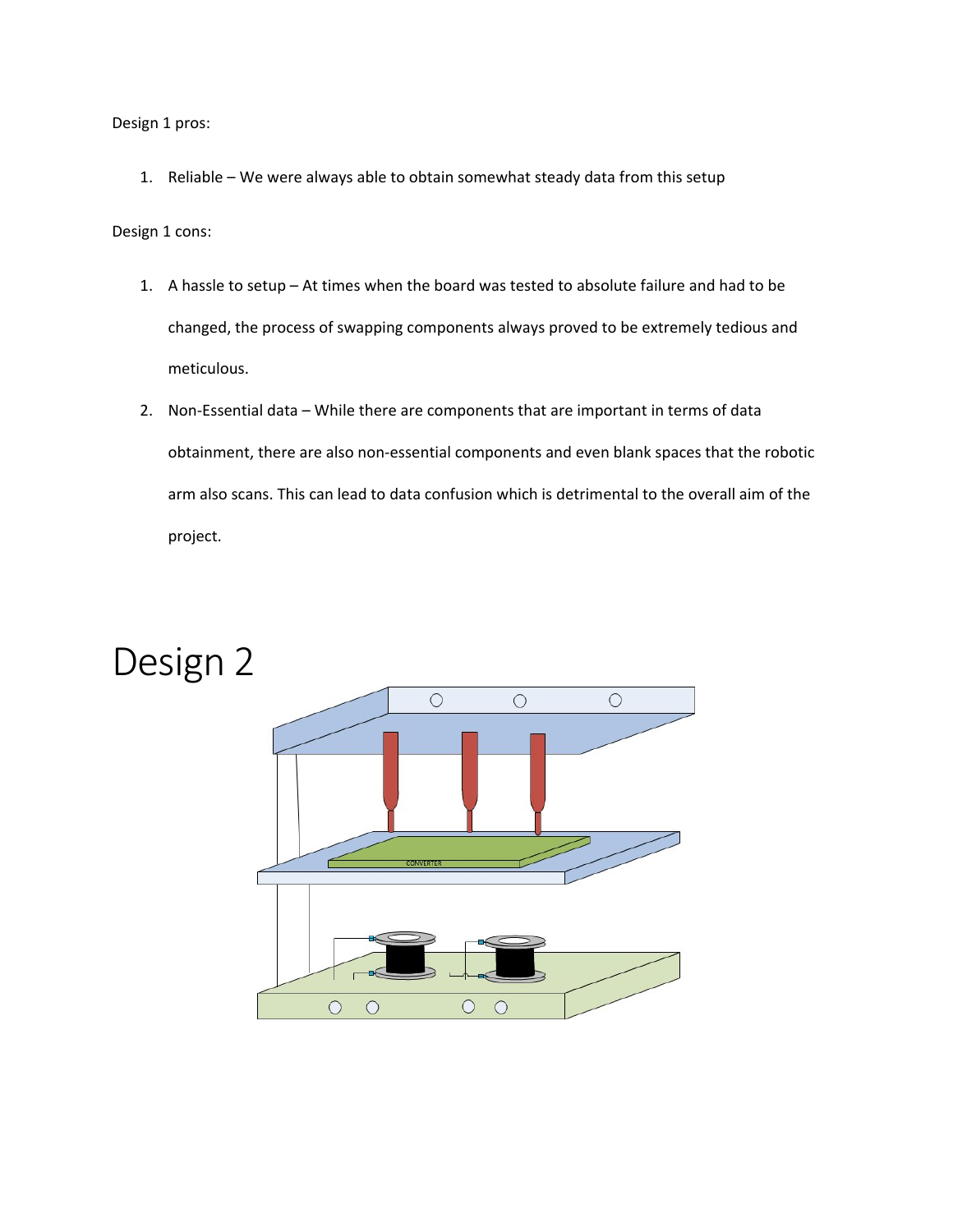Design 1 pros:

1. Reliable – We were always able to obtain somewhat steady data from this setup

Design 1 cons:

1. A hassle to setup – At times when the board was tested to absolute failure and had to be changed, the process of swapping components always proved to be extremely tedious and meticulous.
2. Non-Essential data – While there are components that are important in terms of data obtainment, there are also non-essential components and even blank spaces that the robotic arm also scans. This can lead to data confusion which is detrimental to the overall aim of the project.

# Design 2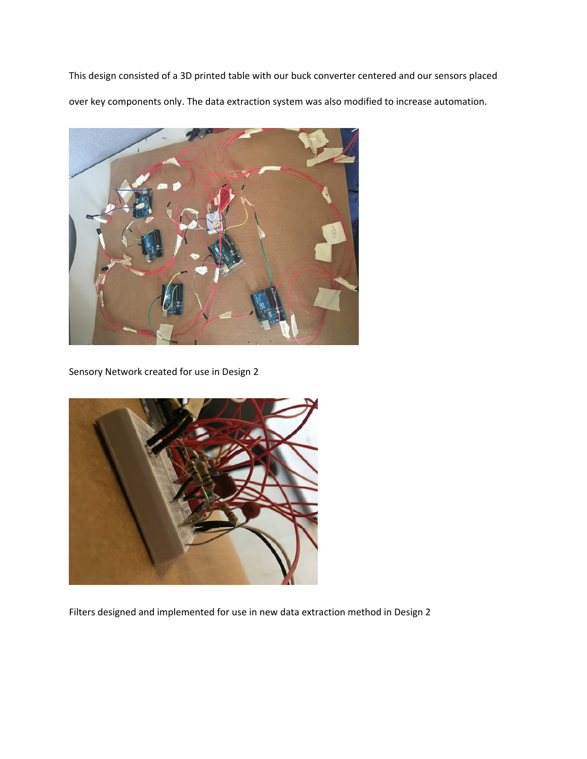This design consisted of a 3D printed table with our buck converter centered and our sensors placed over key components only. The data extraction system was also modified to increase automation.

Sensory Network created for use in Design 2

Filters designed and implemented for use in new data extraction method in Design 2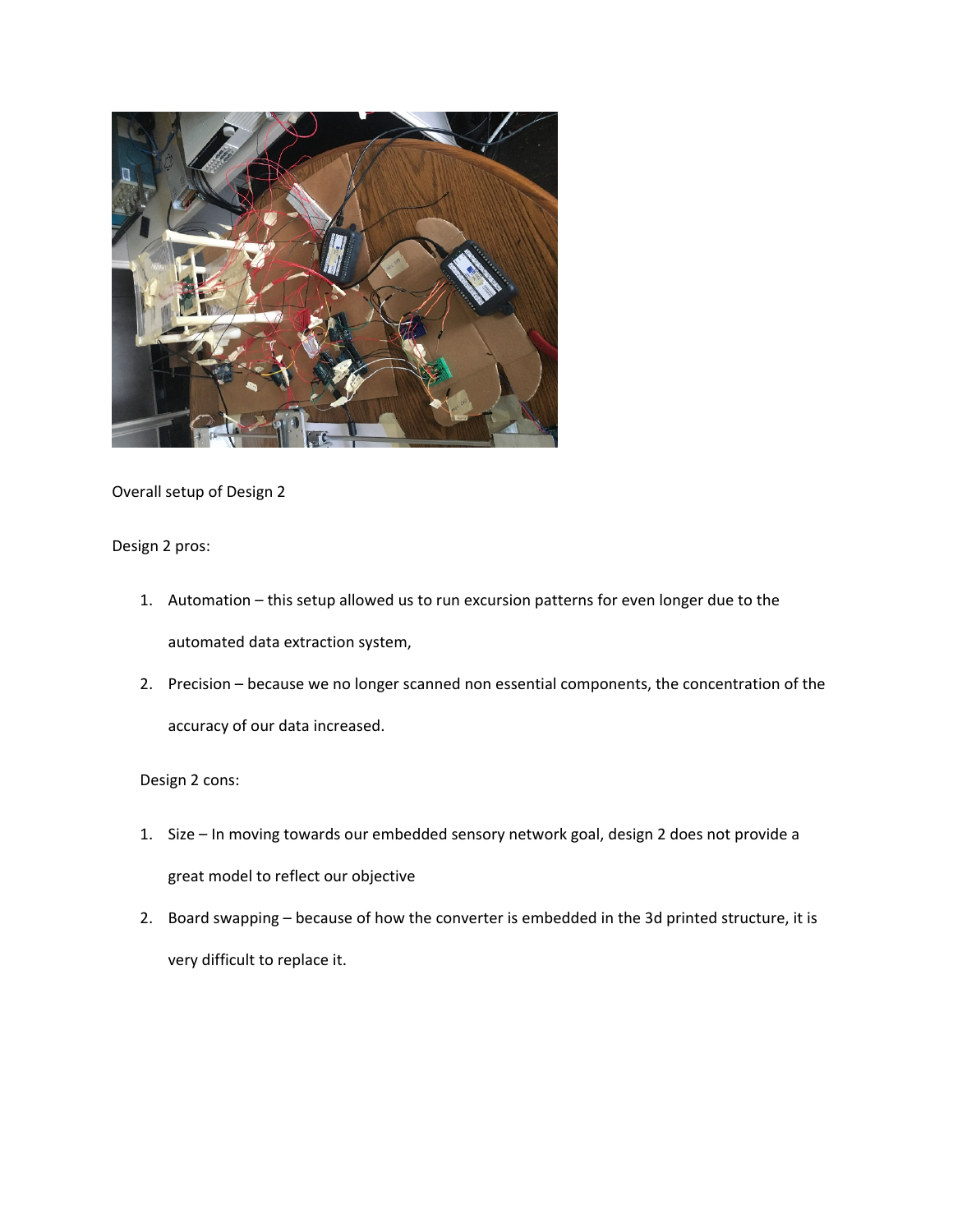Overall setup of Design 2

Design 2 pros:

1. Automation – this setup allowed us to run excursion patterns for even longer due to the automated data extraction system,
2. Precision – because we no longer scanned non essential components, the concentration of the accuracy of our data increased.

Design 2 cons:

1. Size – In moving towards our embedded sensory network goal, design 2 does not provide a great model to reflect our objective
2. Board swapping – because of how the converter is embedded in the 3d printed structure, it is very difficult to replace it.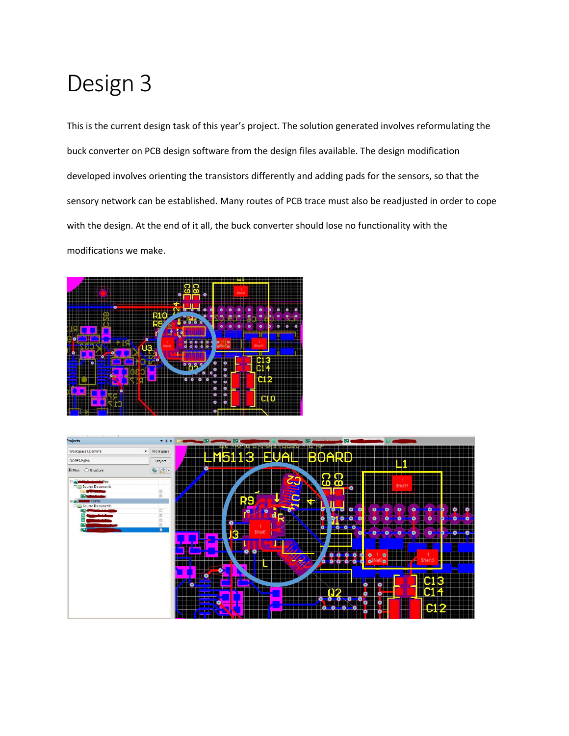# Design 3

This is the current design task of this year's project. The solution generated involves reformulating the buck converter on PCB design software from the design files available. The design modification developed involves orienting the transistors differently and adding pads for the sensors, so that the sensory network can be established. Many routes of PCB trace must also be readjusted in order to cope with the design. At the end of it all, the buck converter should lose no functionality with the modifications we make.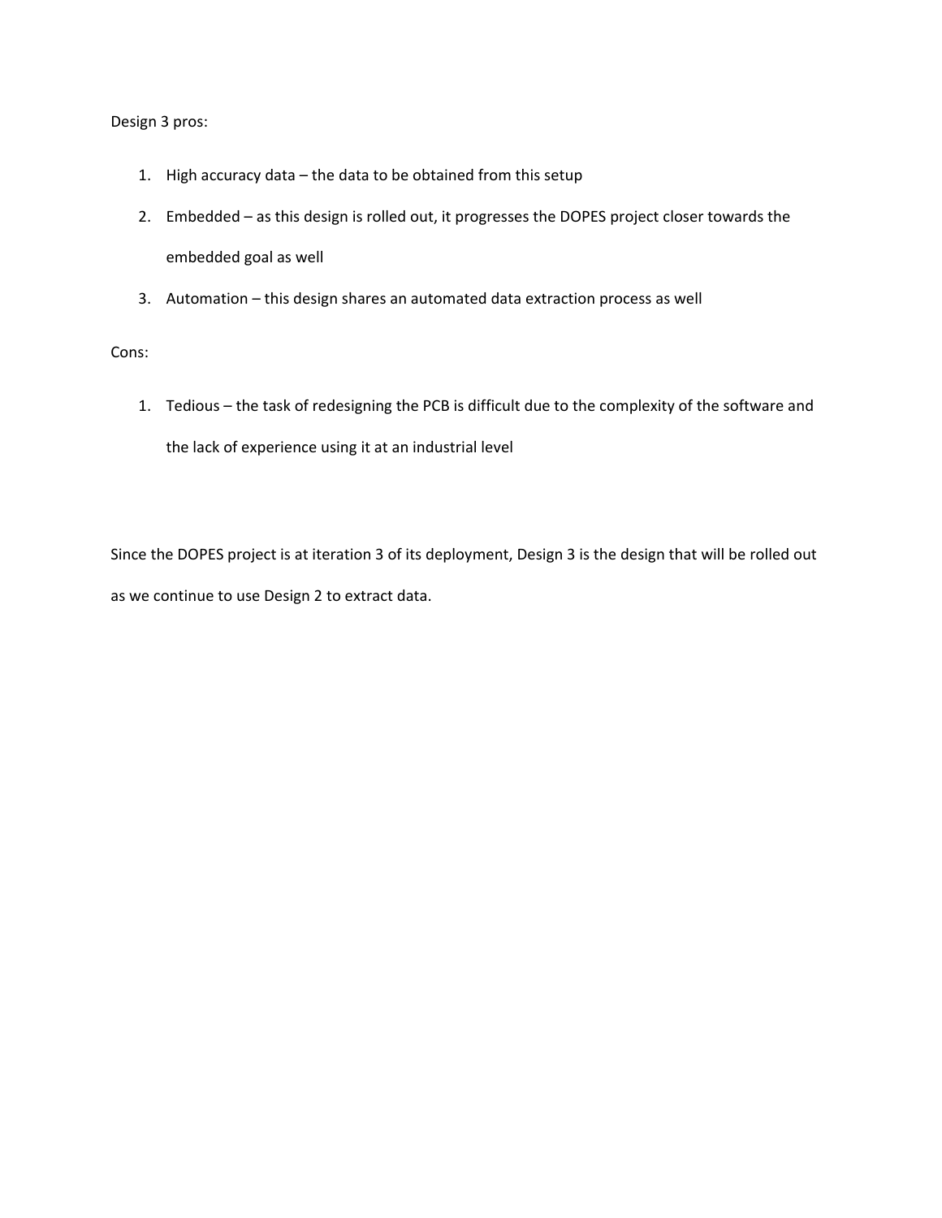Design 3 pros:

1. High accuracy data – the data to be obtained from this setup
2. Embedded – as this design is rolled out, it progresses the DOPES project closer towards the embedded goal as well
3. Automation – this design shares an automated data extraction process as well

Cons:

1. Tedious – the task of redesigning the PCB is difficult due to the complexity of the software and the lack of experience using it at an industrial level

Since the DOPES project is at iteration 3 of its deployment, Design 3 is the design that will be rolled out as we continue to use Design 2 to extract data.